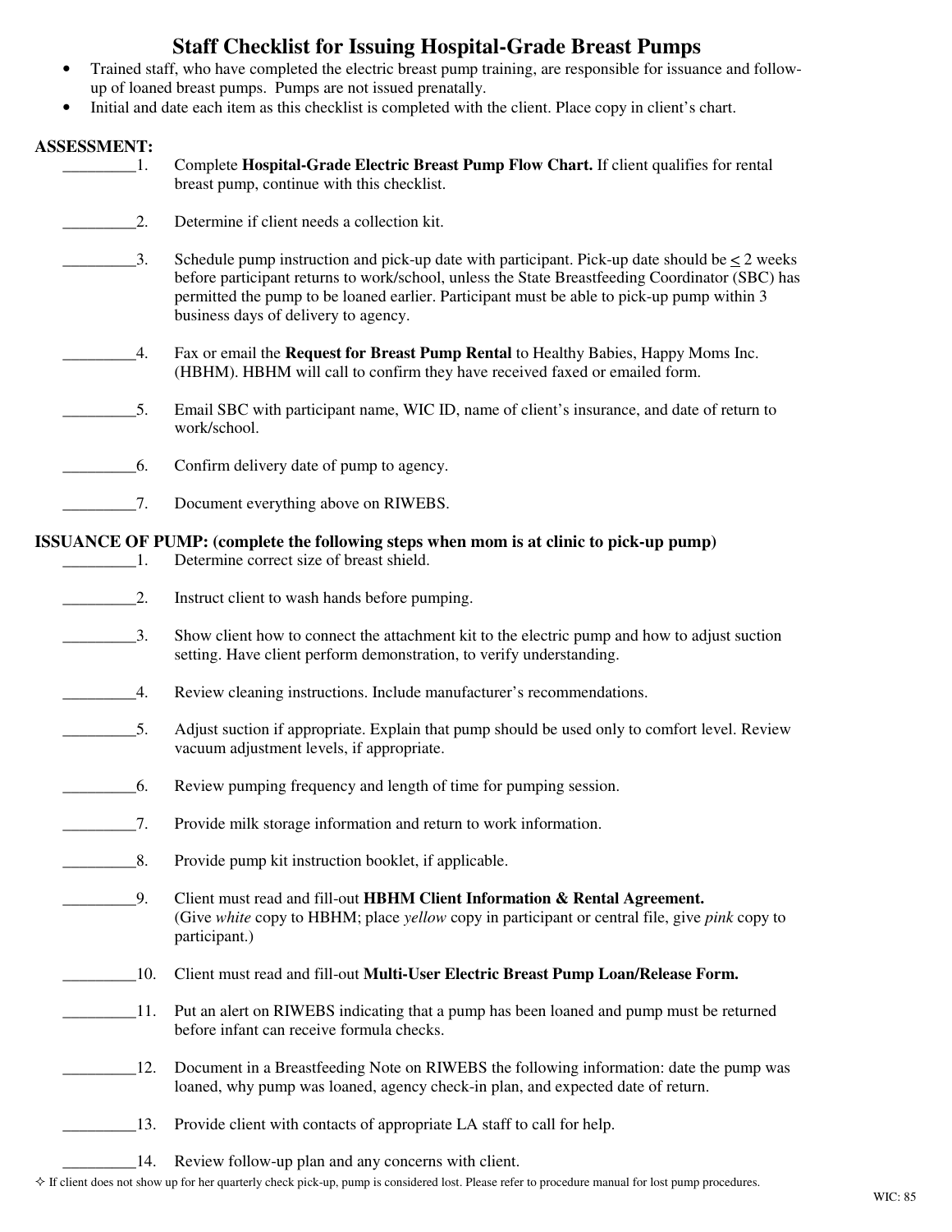# Staff Checklist for Issuing Hospital-Grade Breast Pumps

- Trained staff, who have completed the electric breast pump training, are responsible for issuance and follow-up of loaned breast pumps. Pumps are not issued prenatally.
- Initial and date each item as this checklist is completed with the client. Place copy in client's chart.

**ASSESSMENT:**

_________1. Complete **Hospital-Grade Electric Breast Pump Flow Chart.** If client qualifies for rental breast pump, continue with this checklist.

_________2. Determine if client needs a collection kit.

_________3. Schedule pump instruction and pick-up date with participant. Pick-up date should be $\leq$ 2 weeks before participant returns to work/school, unless the State Breastfeeding Coordinator (SBC) has permitted the pump to be loaned earlier. Participant must be able to pick-up pump within 3 business days of delivery to agency.

_________4. Fax or email the **Request for Breast Pump Rental** to Healthy Babies, Happy Moms Inc. (HBHM). HBHM will call to confirm they have received faxed or emailed form.

_________5. Email SBC with participant name, WIC ID, name of client's insurance, and date of return to work/school.

_________6. Confirm delivery date of pump to agency.

_________7. Document everything above on RIWEBS.

**ISSUANCE OF PUMP: (complete the following steps when mom is at clinic to pick-up pump)**

_________1. Determine correct size of breast shield.

_________2. Instruct client to wash hands before pumping.

_________3. Show client how to connect the attachment kit to the electric pump and how to adjust suction setting. Have client perform demonstration, to verify understanding.

_________4. Review cleaning instructions. Include manufacturer's recommendations.

_________5. Adjust suction if appropriate. Explain that pump should be used only to comfort level. Review vacuum adjustment levels, if appropriate.

_________6. Review pumping frequency and length of time for pumping session.

_________7. Provide milk storage information and return to work information.

_________8. Provide pump kit instruction booklet, if applicable.

_________9. Client must read and fill-out **HBHM Client Information & Rental Agreement.** (Give *white* copy to HBHM; place *yellow* copy in participant or central file, give *pink* copy to participant.)

_________10. Client must read and fill-out **Multi-User Electric Breast Pump Loan/Release Form.**

_________11. Put an alert on RIWEBS indicating that a pump has been loaned and pump must be returned before infant can receive formula checks.

_________12. Document in a Breastfeeding Note on RIWEBS the following information: date the pump was loaned, why pump was loaned, agency check-in plan, and expected date of return.

_________13. Provide client with contacts of appropriate LA staff to call for help.

_________14. Review follow-up plan and any concerns with client.

✧ If client does not show up for her quarterly check pick-up, pump is considered lost. Please refer to procedure manual for lost pump procedures.

WIC: 85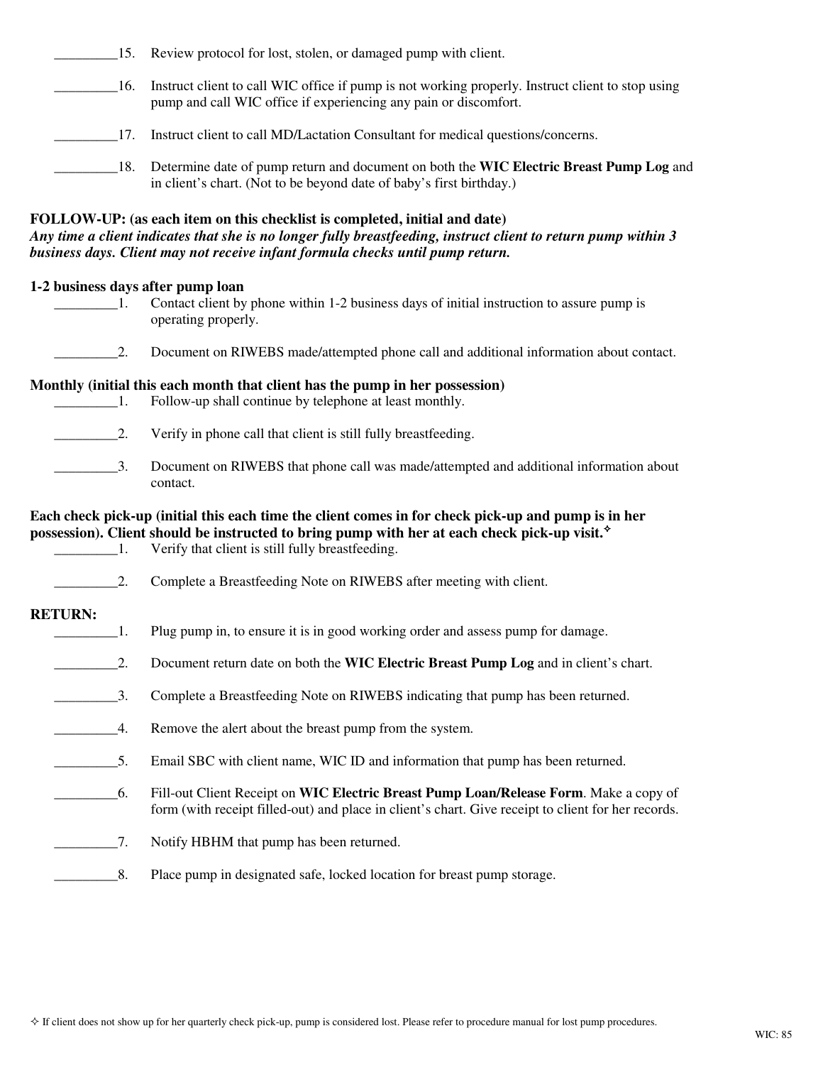_________15. Review protocol for lost, stolen, or damaged pump with client.

_________16. Instruct client to call WIC office if pump is not working properly. Instruct client to stop using pump and call WIC office if experiencing any pain or discomfort.

_________17. Instruct client to call MD/Lactation Consultant for medical questions/concerns.

_________18. Determine date of pump return and document on both the **WIC Electric Breast Pump Log** and in client's chart. (Not to be beyond date of baby's first birthday.)

**FOLLOW-UP: (as each item on this checklist is completed, initial and date)**

***Any time a client indicates that she is no longer fully breastfeeding, instruct client to return pump within 3 business days. Client may not receive infant formula checks until pump return.***

**1-2 business days after pump loan**

_________1. Contact client by phone within 1-2 business days of initial instruction to assure pump is operating properly.

_________2. Document on RIWEBS made/attempted phone call and additional information about contact.

**Monthly (initial this each month that client has the pump in her possession)**

_________1. Follow-up shall continue by telephone at least monthly.

_________2. Verify in phone call that client is still fully breastfeeding.

_________3. Document on RIWEBS that phone call was made/attempted and additional information about contact.

**Each check pick-up (initial this each time the client comes in for check pick-up and pump is in her possession). Client should be instructed to bring pump with her at each check pick-up visit.✧**

_________1. Verify that client is still fully breastfeeding.

_________2. Complete a Breastfeeding Note on RIWEBS after meeting with client.

**RETURN:**

_________1. Plug pump in, to ensure it is in good working order and assess pump for damage.

_________2. Document return date on both the **WIC Electric Breast Pump Log** and in client's chart.

_________3. Complete a Breastfeeding Note on RIWEBS indicating that pump has been returned.

_________4. Remove the alert about the breast pump from the system.

_________5. Email SBC with client name, WIC ID and information that pump has been returned.

_________6. Fill-out Client Receipt on **WIC Electric Breast Pump Loan/Release Form**. Make a copy of form (with receipt filled-out) and place in client's chart. Give receipt to client for her records.

_________7. Notify HBHM that pump has been returned.

_________8. Place pump in designated safe, locked location for breast pump storage.

✧ If client does not show up for her quarterly check pick-up, pump is considered lost. Please refer to procedure manual for lost pump procedures.